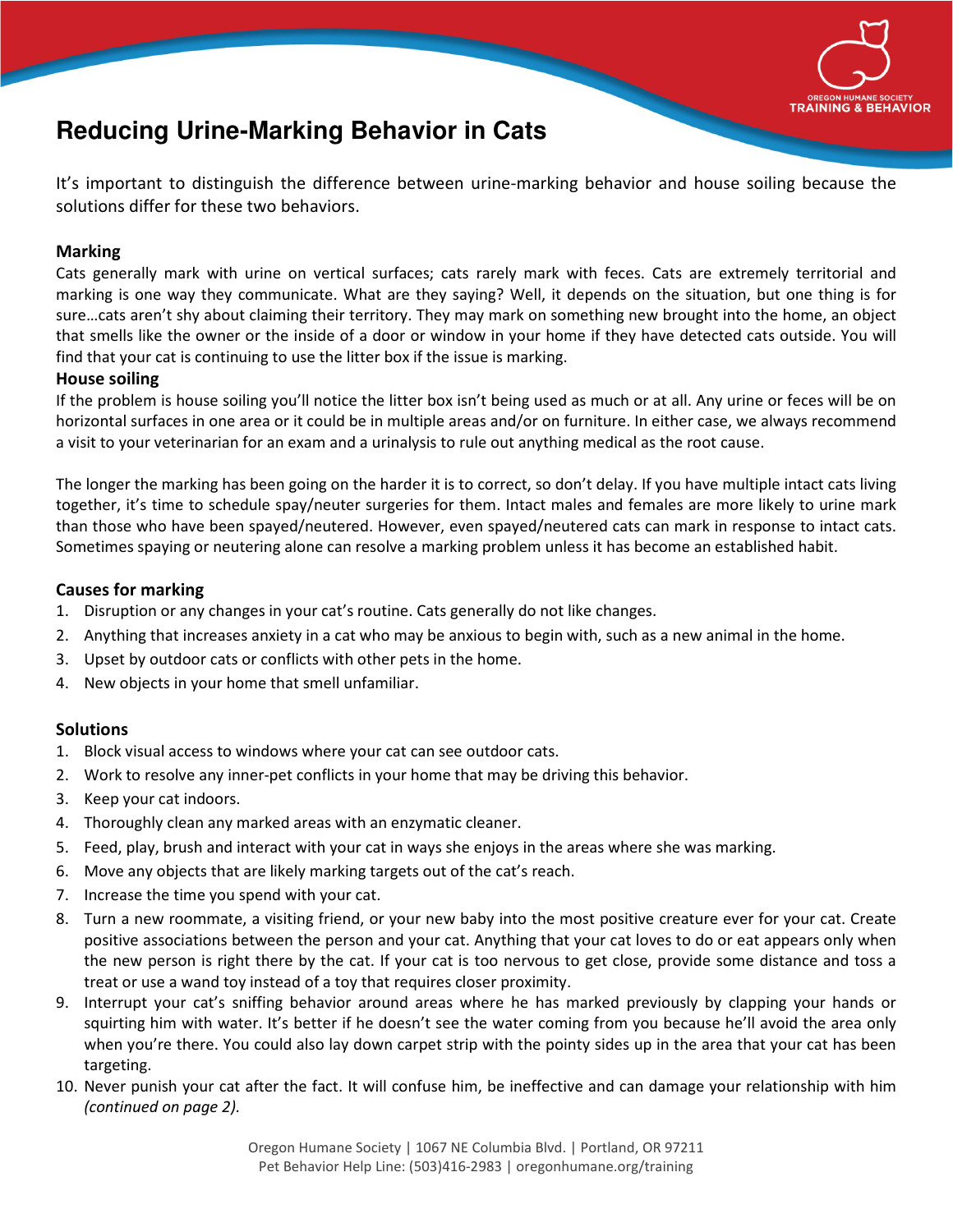# Reducing Urine-Marking Behavior in Cats

It's important to distinguish the difference between urine-marking behavior and house soiling because the solutions differ for these two behaviors.

### Marking

Cats generally mark with urine on vertical surfaces; cats rarely mark with feces. Cats are extremely territorial and marking is one way they communicate. What are they saying? Well, it depends on the situation, but one thing is for sure…cats aren't shy about claiming their territory. They may mark on something new brought into the home, an object that smells like the owner or the inside of a door or window in your home if they have detected cats outside. You will find that your cat is continuing to use the litter box if the issue is marking.

### House soiling

If the problem is house soiling you'll notice the litter box isn't being used as much or at all. Any urine or feces will be on horizontal surfaces in one area or it could be in multiple areas and/or on furniture. In either case, we always recommend a visit to your veterinarian for an exam and a urinalysis to rule out anything medical as the root cause.

The longer the marking has been going on the harder it is to correct, so don't delay. If you have multiple intact cats living together, it's time to schedule spay/neuter surgeries for them. Intact males and females are more likely to urine mark than those who have been spayed/neutered. However, even spayed/neutered cats can mark in response to intact cats. Sometimes spaying or neutering alone can resolve a marking problem unless it has become an established habit.

### Causes for marking

1. Disruption or any changes in your cat's routine. Cats generally do not like changes.
2. Anything that increases anxiety in a cat who may be anxious to begin with, such as a new animal in the home.
3. Upset by outdoor cats or conflicts with other pets in the home.
4. New objects in your home that smell unfamiliar.

### Solutions

1. Block visual access to windows where your cat can see outdoor cats.
2. Work to resolve any inner-pet conflicts in your home that may be driving this behavior.
3. Keep your cat indoors.
4. Thoroughly clean any marked areas with an enzymatic cleaner.
5. Feed, play, brush and interact with your cat in ways she enjoys in the areas where she was marking.
6. Move any objects that are likely marking targets out of the cat's reach.
7. Increase the time you spend with your cat.
8. Turn a new roommate, a visiting friend, or your new baby into the most positive creature ever for your cat. Create positive associations between the person and your cat. Anything that your cat loves to do or eat appears only when the new person is right there by the cat. If your cat is too nervous to get close, provide some distance and toss a treat or use a wand toy instead of a toy that requires closer proximity.
9. Interrupt your cat's sniffing behavior around areas where he has marked previously by clapping your hands or squirting him with water. It's better if he doesn't see the water coming from you because he'll avoid the area only when you're there. You could also lay down carpet strip with the pointy sides up in the area that your cat has been targeting.
10. Never punish your cat after the fact. It will confuse him, be ineffective and can damage your relationship with him *(continued on page 2)*.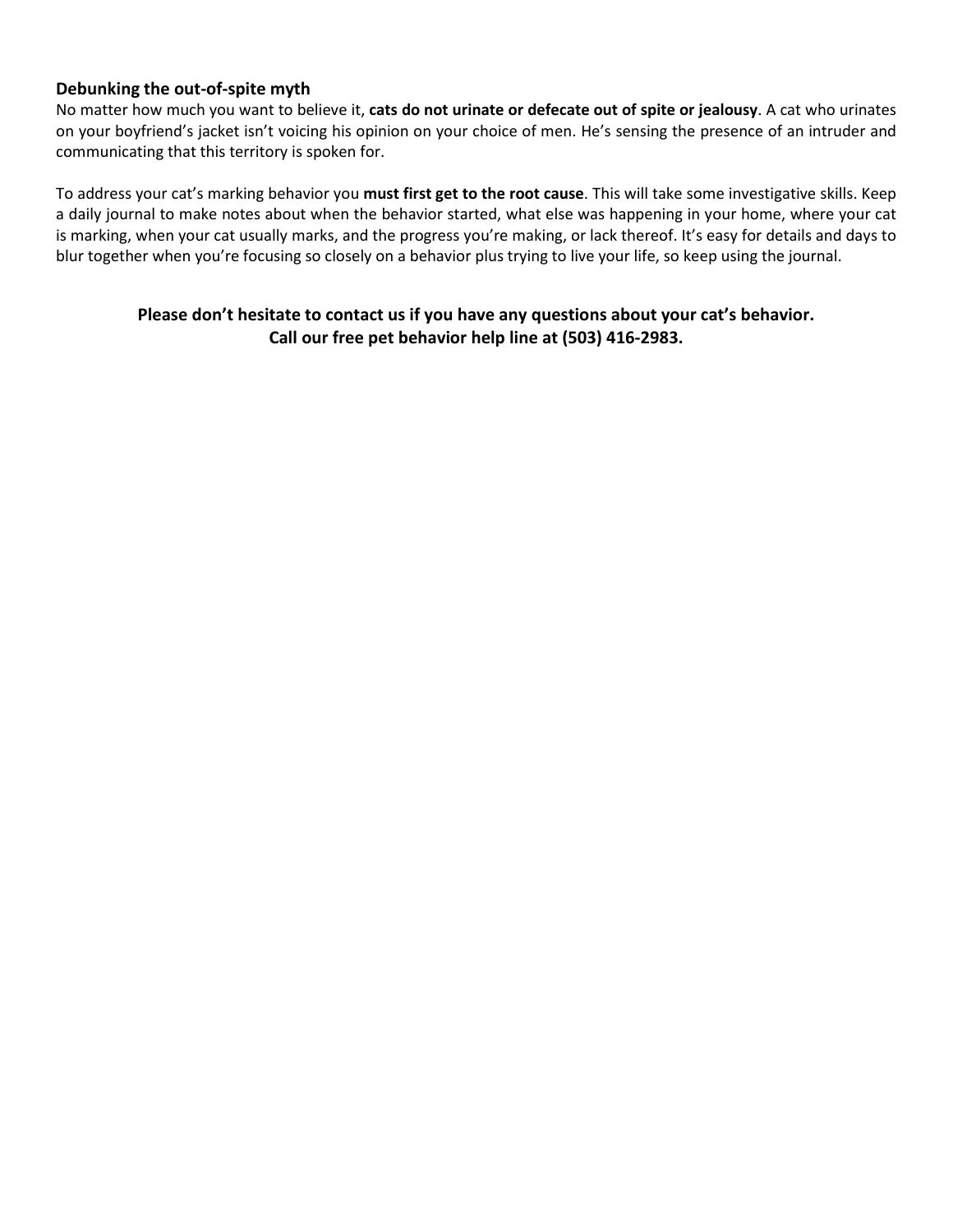### Debunking the out-of-spite myth

No matter how much you want to believe it, **cats do not urinate or defecate out of spite or jealousy**. A cat who urinates on your boyfriend's jacket isn't voicing his opinion on your choice of men. He's sensing the presence of an intruder and communicating that this territory is spoken for.

To address your cat's marking behavior you **must first get to the root cause**. This will take some investigative skills. Keep a daily journal to make notes about when the behavior started, what else was happening in your home, where your cat is marking, when your cat usually marks, and the progress you're making, or lack thereof. It's easy for details and days to blur together when you're focusing so closely on a behavior plus trying to live your life, so keep using the journal.

**Please don't hesitate to contact us if you have any questions about your cat's behavior.**
**Call our free pet behavior help line at (503) 416-2983.**